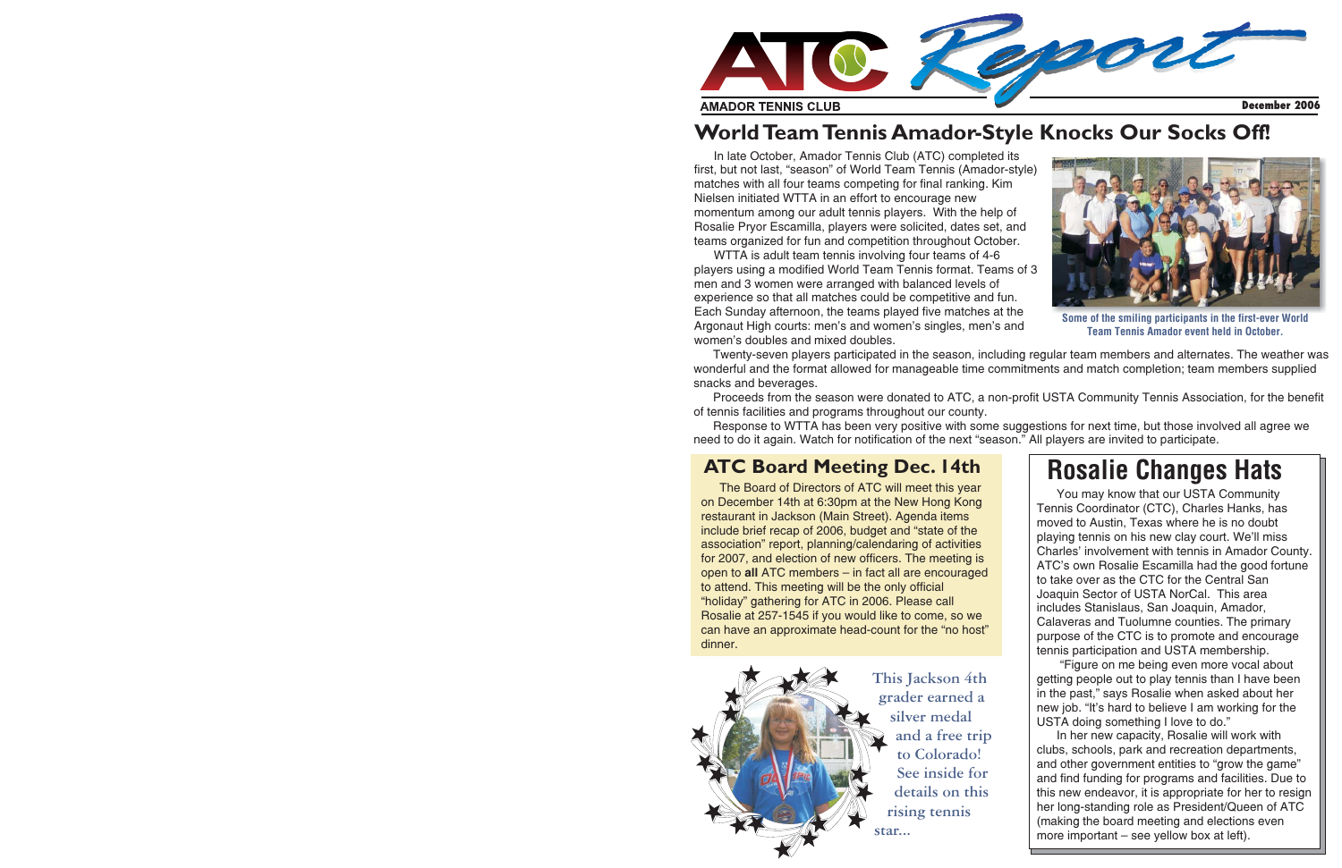# ATC Report

**AMADOR TENNIS CLUB**

**December 2006**

## World Team Tennis Amador-Style Knocks Our Socks Off!

In late October, Amador Tennis Club (ATC) completed its first, but not last, "season" of World Team Tennis (Amador-style) matches with all four teams competing for final ranking. Kim Nielsen initiated WTTA in an effort to encourage new momentum among our adult tennis players. With the help of Rosalie Pryor Escamilla, players were solicited, dates set, and teams organized for fun and competition throughout October.

WTTA is adult team tennis involving four teams of 4-6 players using a modified World Team Tennis format. Teams of 3 men and 3 women were arranged with balanced levels of experience so that all matches could be competitive and fun. Each Sunday afternoon, the teams played five matches at the Argonaut High courts: men's and women's singles, men's and women's doubles and mixed doubles.

Some of the smiling participants in the first-ever World Team Tennis Amador event held in October.

Twenty-seven players participated in the season, including regular team members and alternates. The weather was wonderful and the format allowed for manageable time commitments and match completion; team members supplied snacks and beverages.

Proceeds from the season were donated to ATC, a non-profit USTA Community Tennis Association, for the benefit of tennis facilities and programs throughout our county.

Response to WTTA has been very positive with some suggestions for next time, but those involved all agree we need to do it again. Watch for notification of the next "season." All players are invited to participate.

## ATC Board Meeting Dec. 14th

The Board of Directors of ATC will meet this year on December 14th at 6:30pm at the New Hong Kong restaurant in Jackson (Main Street). Agenda items include brief recap of 2006, budget and "state of the association" report, planning/calendaring of activities for 2007, and election of new officers. The meeting is open to **all** ATC members – in fact all are encouraged to attend. This meeting will be the only official "holiday" gathering for ATC in 2006. Please call Rosalie at 257-1545 if you would like to come, so we can have an approximate head-count for the "no host" dinner.

This Jackson 4th grader earned a silver medal and a free trip to Colorado! See inside for details on this rising tennis star...

## Rosalie Changes Hats

You may know that our USTA Community Tennis Coordinator (CTC), Charles Hanks, has moved to Austin, Texas where he is no doubt playing tennis on his new clay court. We'll miss Charles' involvement with tennis in Amador County. ATC's own Rosalie Escamilla had the good fortune to take over as the CTC for the Central San Joaquin Sector of USTA NorCal. This area includes Stanislaus, San Joaquin, Amador, Calaveras and Tuolumne counties. The primary purpose of the CTC is to promote and encourage tennis participation and USTA membership.

"Figure on me being even more vocal about getting people out to play tennis than I have been in the past," says Rosalie when asked about her new job. "It's hard to believe I am working for the USTA doing something I love to do."

In her new capacity, Rosalie will work with clubs, schools, park and recreation departments, and other government entities to "grow the game" and find funding for programs and facilities. Due to this new endeavor, it is appropriate for her to resign her long-standing role as President/Queen of ATC (making the board meeting and elections even more important – see yellow box at left).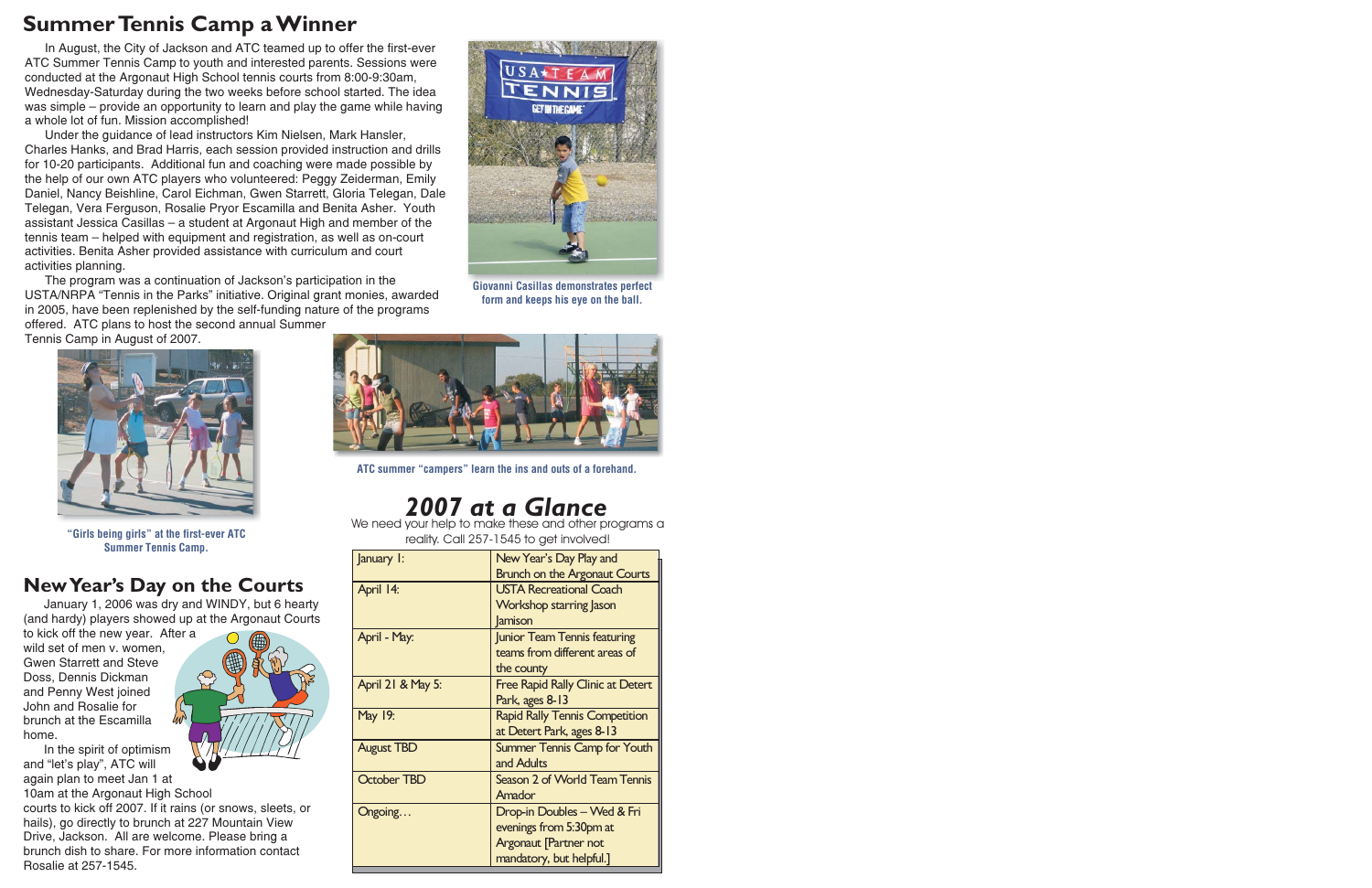## Summer Tennis Camp a Winner

In August, the City of Jackson and ATC teamed up to offer the first-ever ATC Summer Tennis Camp to youth and interested parents. Sessions were conducted at the Argonaut High School tennis courts from 8:00-9:30am, Wednesday-Saturday during the two weeks before school started. The idea was simple – provide an opportunity to learn and play the game while having a whole lot of fun. Mission accomplished!

Under the guidance of lead instructors Kim Nielsen, Mark Hansler, Charles Hanks, and Brad Harris, each session provided instruction and drills for 10-20 participants. Additional fun and coaching were made possible by the help of our own ATC players who volunteered: Peggy Zeiderman, Emily Daniel, Nancy Beishline, Carol Eichman, Gwen Starrett, Gloria Telegan, Dale Telegan, Vera Ferguson, Rosalie Pryor Escamilla and Benita Asher. Youth assistant Jessica Casillas – a student at Argonaut High and member of the tennis team – helped with equipment and registration, as well as on-court activities. Benita Asher provided assistance with curriculum and court activities planning.

The program was a continuation of Jackson's participation in the USTA/NRPA "Tennis in the Parks" initiative. Original grant monies, awarded in 2005, have been replenished by the self-funding nature of the programs offered. ATC plans to host the second annual Summer Tennis Camp in August of 2007.

Giovanni Casillas demonstrates perfect form and keeps his eye on the ball.

"Girls being girls" at the first-ever ATC Summer Tennis Camp.

ATC summer "campers" learn the ins and outs of a forehand.

## New Year's Day on the Courts

January 1, 2006 was dry and WINDY, but 6 hearty (and hardy) players showed up at the Argonaut Courts to kick off the new year. After a wild set of men v. women, Gwen Starrett and Steve Doss, Dennis Dickman and Penny West joined John and Rosalie for brunch at the Escamilla home.

In the spirit of optimism and "let's play", ATC will again plan to meet Jan 1 at 10am at the Argonaut High School courts to kick off 2007. If it rains (or snows, sleets, or hails), go directly to brunch at 227 Mountain View Drive, Jackson. All are welcome. Please bring a brunch dish to share. For more information contact Rosalie at 257-1545.

## *2007 at a Glance*

We need your help to make these and other programs a reality. Call 257-1545 to get involved!

| | |
|---|---|
| January 1: | New Year's Day Play and Brunch on the Argonaut Courts |
| April 14: | USTA Recreational Coach Workshop starring Jason Jamison |
| April - May: | Junior Team Tennis featuring teams from different areas of the county |
| April 21 & May 5: | Free Rapid Rally Clinic at Detert Park, ages 8-13 |
| May 19: | Rapid Rally Tennis Competition at Detert Park, ages 8-13 |
| August TBD | Summer Tennis Camp for Youth and Adults |
| October TBD | Season 2 of World Team Tennis Amador |
| Ongoing… | Drop-in Doubles – Wed & Fri evenings from 5:30pm at Argonaut [Partner not mandatory, but helpful.] |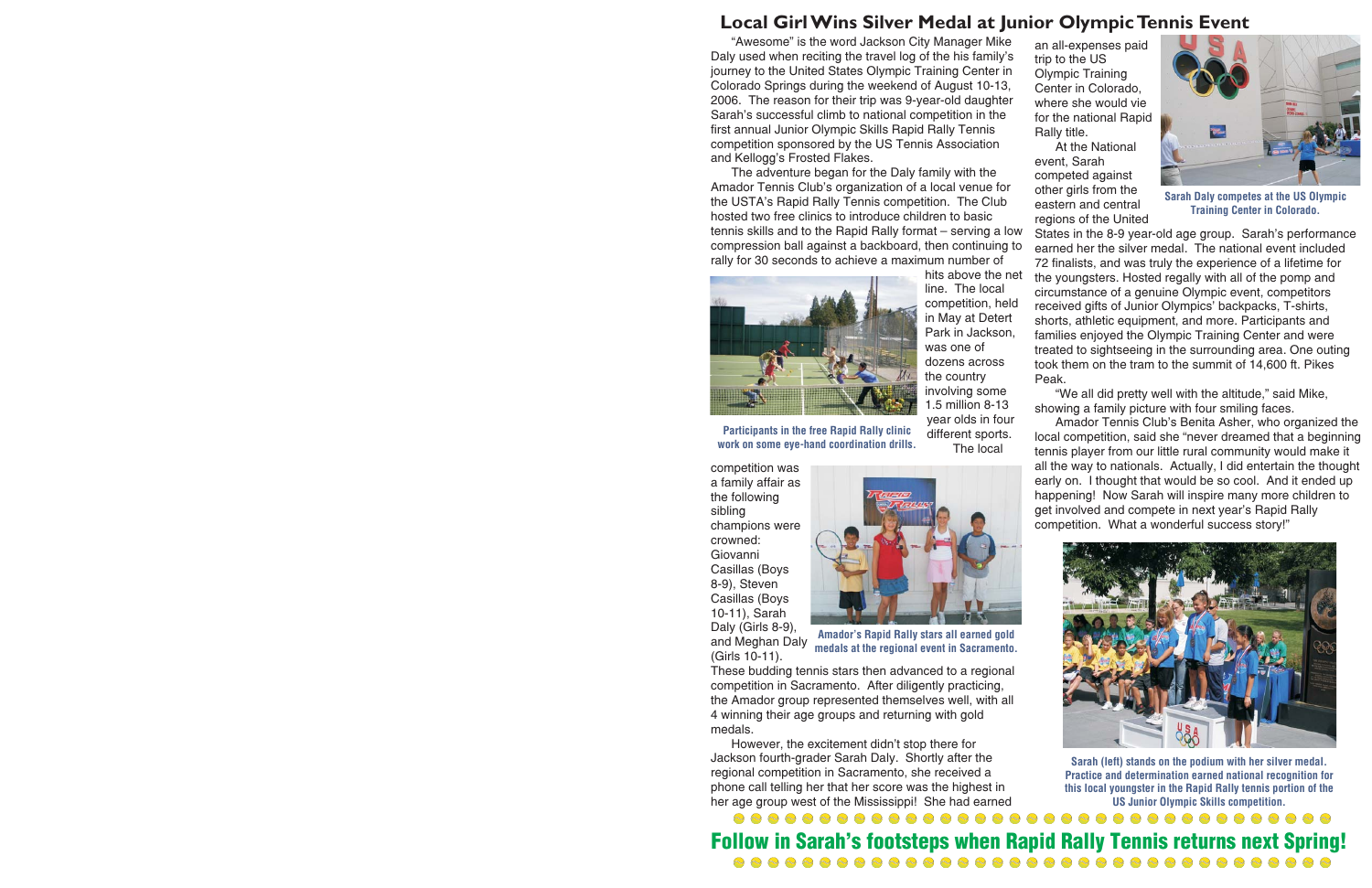# Local Girl Wins Silver Medal at Junior Olympic Tennis Event

"Awesome" is the word Jackson City Manager Mike Daly used when reciting the travel log of the his family's journey to the United States Olympic Training Center in Colorado Springs during the weekend of August 10-13, 2006. The reason for their trip was 9-year-old daughter Sarah's successful climb to national competition in the first annual Junior Olympic Skills Rapid Rally Tennis competition sponsored by the US Tennis Association and Kellogg's Frosted Flakes.

The adventure began for the Daly family with the Amador Tennis Club's organization of a local venue for the USTA's Rapid Rally Tennis competition. The Club hosted two free clinics to introduce children to basic tennis skills and to the Rapid Rally format – serving a low compression ball against a backboard, then continuing to rally for 30 seconds to achieve a maximum number of hits above the net line. The local competition, held in May at Detert Park in Jackson, was one of dozens across the country involving some 1.5 million 8-13 year olds in four different sports. The local competition was a family affair as the following sibling champions were crowned: Giovanni Casillas (Boys 8-9), Steven Casillas (Boys 10-11), Sarah Daly (Girls 8-9), and Meghan Daly (Girls 10-11).

Participants in the free Rapid Rally clinic work on some eye-hand coordination drills.

Amador's Rapid Rally stars all earned gold medals at the regional event in Sacramento.

These budding tennis stars then advanced to a regional competition in Sacramento. After diligently practicing, the Amador group represented themselves well, with all 4 winning their age groups and returning with gold medals.

However, the excitement didn't stop there for Jackson fourth-grader Sarah Daly. Shortly after the regional competition in Sacramento, she received a phone call telling her that her score was the highest in her age group west of the Mississippi! She had earned an all-expenses paid trip to the US Olympic Training Center in Colorado, where she would vie for the national Rapid Rally title.

At the National event, Sarah competed against other girls from the eastern and central regions of the United States in the 8-9 year-old age group. Sarah's performance earned her the silver medal. The national event included 72 finalists, and was truly the experience of a lifetime for the youngsters. Hosted regally with all of the pomp and circumstance of a genuine Olympic event, competitors received gifts of Junior Olympics' backpacks, T-shirts, shorts, athletic equipment, and more. Participants and families enjoyed the Olympic Training Center and were treated to sightseeing in the surrounding area. One outing took them on the tram to the summit of 14,600 ft. Pikes Peak.

Sarah Daly competes at the US Olympic Training Center in Colorado.

"We all did pretty well with the altitude," said Mike, showing a family picture with four smiling faces.

Amador Tennis Club's Benita Asher, who organized the local competition, said she "never dreamed that a beginning tennis player from our little rural community would make it all the way to nationals. Actually, I did entertain the thought early on. I thought that would be so cool. And it ended up happening! Now Sarah will inspire many more children to get involved and compete in next year's Rapid Rally competition. What a wonderful success story!"

Sarah (left) stands on the podium with her silver medal. Practice and determination earned national recognition for this local youngster in the Rapid Rally tennis portion of the US Junior Olympic Skills competition.

**Follow in Sarah's footsteps when Rapid Rally Tennis returns next Spring!**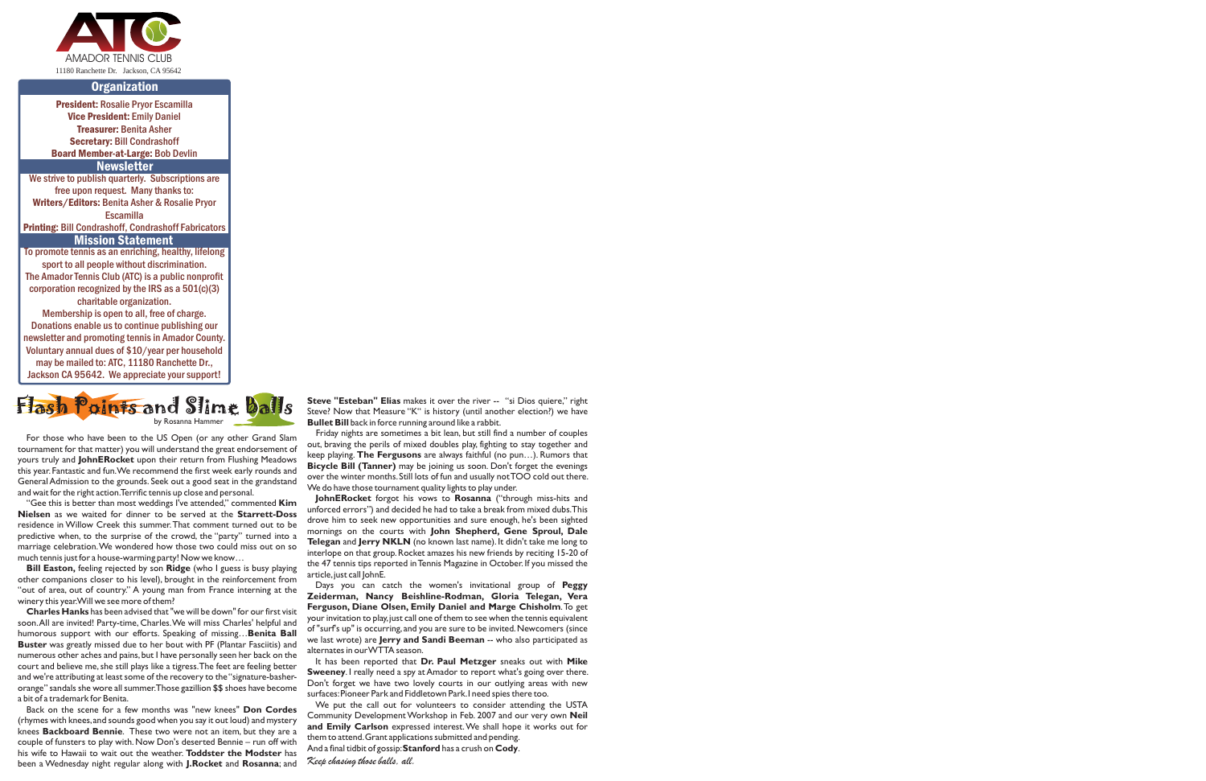AMADOR TENNIS CLUB

11180 Ranchette Dr. Jackson, CA 95642

## Organization

**President:** Rosalie Pryor Escamilla
**Vice President:** Emily Daniel
**Treasurer:** Benita Asher
**Secretary:** Bill Condrashoff
**Board Member-at-Large:** Bob Devlin

## Newsletter

We strive to publish quarterly. Subscriptions are free upon request. Many thanks to:
**Writers/Editors:** Benita Asher & Rosalie Pryor Escamilla
**Printing:** Bill Condrashoff, Condrashoff Fabricators

## Mission Statement

To promote tennis as an enriching, healthy, lifelong sport to all people without discrimination.
The Amador Tennis Club (ATC) is a public nonprofit corporation recognized by the IRS as a 501(c)(3) charitable organization.
Membership is open to all, free of charge.
Donations enable us to continue publishing our newsletter and promoting tennis in Amador County.
Voluntary annual dues of $10/year per household may be mailed to: ATC, 11180 Ranchette Dr., Jackson CA 95642. We appreciate your support!

## Flash Points and Slime Balls

by Rosanna Hammer

For those who have been to the US Open (or any other Grand Slam tournament for that matter) you will understand the great endorsement of yours truly and **JohnERocket** upon their return from Flushing Meadows this year. Fantastic and fun. We recommend the first week early rounds and General Admission to the grounds. Seek out a good seat in the grandstand and wait for the right action. Terrific tennis up close and personal.

"Gee this is better than most weddings I've attended," commented **Kim Nielsen** as we waited for dinner to be served at the **Starrett-Doss** residence in Willow Creek this summer. That comment turned out to be predictive when, to the surprise of the crowd, the "party" turned into a marriage celebration. We wondered how those two could miss out on so much tennis just for a house-warming party! Now we know…

**Bill Easton,** feeling rejected by son **Ridge** (who I guess is busy playing other companions closer to his level), brought in the reinforcement from "out of area, out of country." A young man from France interning at the winery this year. Will we see more of them?

**Charles Hanks** has been advised that "we will be down" for our first visit soon. All are invited! Party-time, Charles. We will miss Charles' helpful and humorous support with our efforts. Speaking of missing…**Benita Ball Buster** was greatly missed due to her bout with PF (Plantar Fasciitis) and numerous other aches and pains, but I have personally seen her back on the court and believe me, she still plays like a tigress. The feet are feeling better and we're attributing at least some of the recovery to the "signature-basher-orange" sandals she wore all summer. Those gazillion $$ shoes have become a bit of a trademark for Benita.

Back on the scene for a few months was "new knees" **Don Cordes** (rhymes with knees, and sounds good when you say it out loud) and mystery knees **Backboard Bennie**. These two were not an item, but they are a couple of funsters to play with. Now Don's deserted Bennie – run off with his wife to Hawaii to wait out the weather. **Toddster the Modster** has been a Wednesday night regular along with **J.Rocket** and **Rosanna**; and **Steve "Esteban" Elias** makes it over the river -- "si Dios quiere," right Steve? Now that Measure "K" is history (until another election?) we have **Bullet Bill** back in force running around like a rabbit.

Friday nights are sometimes a bit lean, but still find a number of couples out, braving the perils of mixed doubles play, fighting to stay together and keep playing. **The Fergusons** are always faithful (no pun…). Rumors that **Bicycle Bill (Tanner)** may be joining us soon. Don't forget the evenings over the winter months. Still lots of fun and usually not TOO cold out there. We do have those tournament quality lights to play under.

**JohnERocket** forgot his vows to **Rosanna** ("through miss-hits and unforced errors") and decided he had to take a break from mixed dubs. This drove him to seek new opportunities and sure enough, he's been sighted mornings on the courts with **John Shepherd, Gene Sproul, Dale Telegan** and **Jerry NKLN** (no known last name). It didn't take me long to interlope on that group. Rocket amazes his new friends by reciting 15-20 of the 47 tennis tips reported in Tennis Magazine in October. If you missed the article, just call JohnE.

Days you can catch the women's invitational group of **Peggy Zeiderman, Nancy Beishline-Rodman, Gloria Telegan, Vera Ferguson, Diane Olsen, Emily Daniel and Marge Chisholm**. To get your invitation to play, just call one of them to see when the tennis equivalent of "surf's up" is occurring, and you are sure to be invited. Newcomers (since we last wrote) are **Jerry and Sandi Beeman** -- who also participated as alternates in our WTTA season.

It has been reported that **Dr. Paul Metzger** sneaks out with **Mike Sweeney**. I really need a spy at Amador to report what's going over there. Don't forget we have two lovely courts in our outlying areas with new surfaces: Pioneer Park and Fiddletown Park. I need spies there too.

We put the call out for volunteers to consider attending the USTA Community Development Workshop in Feb. 2007 and our very own **Neil and Emily Carlson** expressed interest. We shall hope it works out for them to attend. Grant applications submitted and pending.

And a final tidbit of gossip: **Stanford** has a crush on **Cody**.

*Keep chasing those balls, all.*